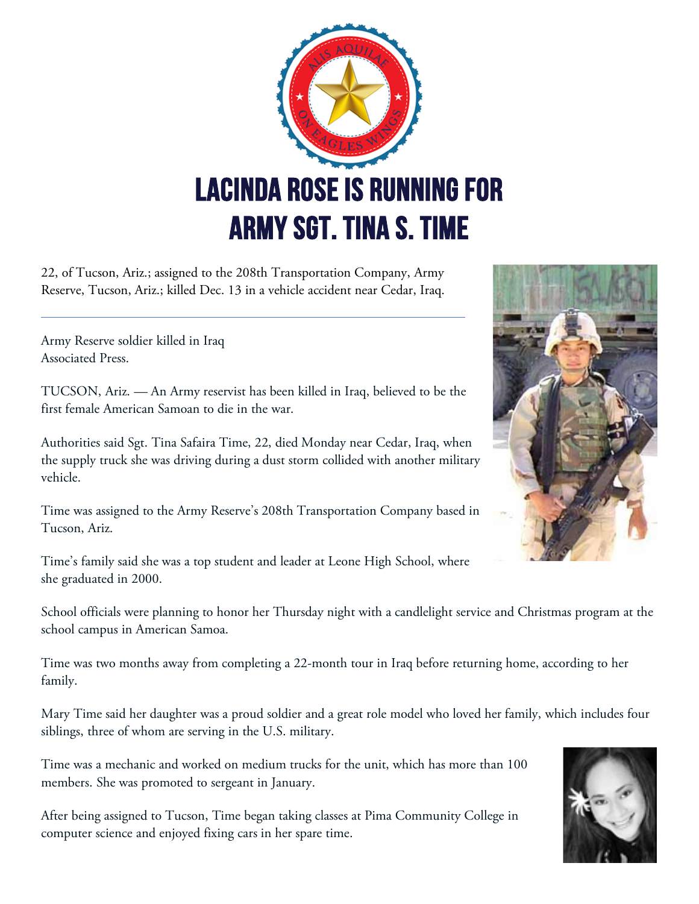# LACINDA ROSE IS RUNNING FOR ARMY SGT. TINA S. TIME

22, of Tucson, Ariz.; assigned to the 208th Transportation Company, Army Reserve, Tucson, Ariz.; killed Dec. 13 in a vehicle accident near Cedar, Iraq.

---

Army Reserve soldier killed in Iraq
Associated Press.

TUCSON, Ariz. — An Army reservist has been killed in Iraq, believed to be the first female American Samoan to die in the war.

Authorities said Sgt. Tina Safaira Time, 22, died Monday near Cedar, Iraq, when the supply truck she was driving during a dust storm collided with another military vehicle.

Time was assigned to the Army Reserve's 208th Transportation Company based in Tucson, Ariz.

Time's family said she was a top student and leader at Leone High School, where she graduated in 2000.

School officials were planning to honor her Thursday night with a candlelight service and Christmas program at the school campus in American Samoa.

Time was two months away from completing a 22-month tour in Iraq before returning home, according to her family.

Mary Time said her daughter was a proud soldier and a great role model who loved her family, which includes four siblings, three of whom are serving in the U.S. military.

Time was a mechanic and worked on medium trucks for the unit, which has more than 100 members. She was promoted to sergeant in January.

After being assigned to Tucson, Time began taking classes at Pima Community College in computer science and enjoyed fixing cars in her spare time.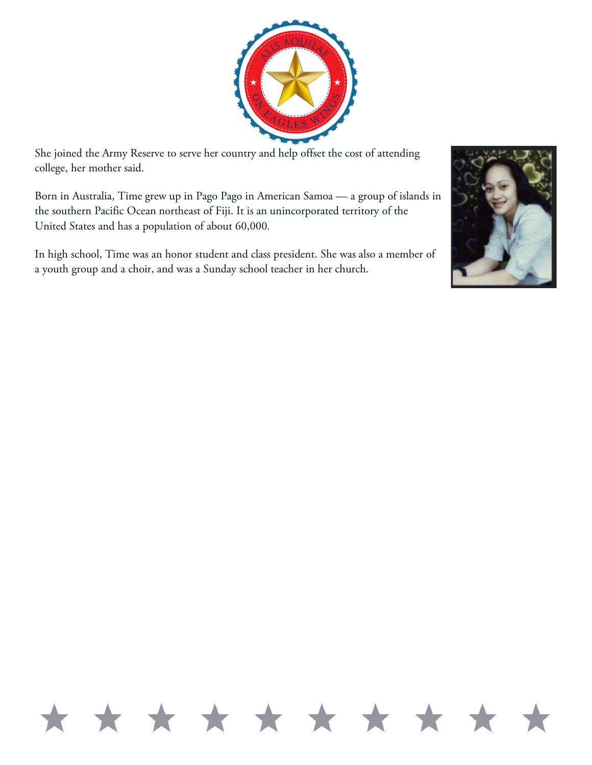She joined the Army Reserve to serve her country and help offset the cost of attending college, her mother said.

Born in Australia, Time grew up in Pago Pago in American Samoa — a group of islands in the southern Pacific Ocean northeast of Fiji. It is an unincorporated territory of the United States and has a population of about 60,000.

In high school, Time was an honor student and class president. She was also a member of a youth group and a choir, and was a Sunday school teacher in her church.